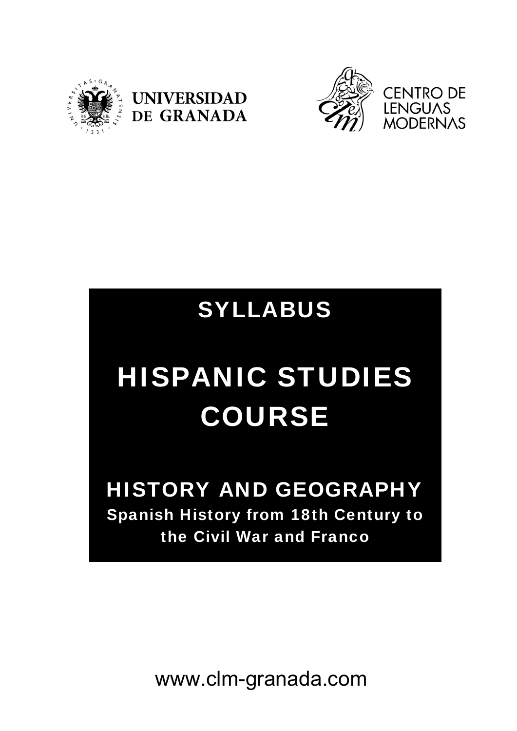UNIVERSIDAD DE GRANADA

CENTRO DE LENGUAS MODERNAS

# SYLLABUS

# HISPANIC STUDIES COURSE

## HISTORY AND GEOGRAPHY

**Spanish History from 18th Century to the Civil War and Franco**

www.clm-granada.com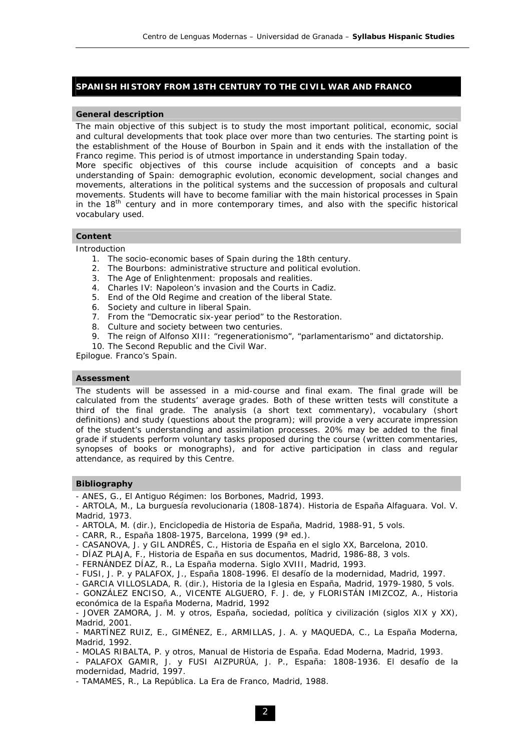## SPANISH HISTORY FROM 18TH CENTURY TO THE CIVIL WAR AND FRANCO

### General description

The main objective of this subject is to study the most important political, economic, social and cultural developments that took place over more than two centuries. The starting point is the establishment of the House of Bourbon in Spain and it ends with the installation of the Franco regime. This period is of utmost importance in understanding Spain today.

More specific objectives of this course include acquisition of concepts and a basic understanding of Spain: demographic evolution, economic development, social changes and movements, alterations in the political systems and the succession of proposals and cultural movements. Students will have to become familiar with the main historical processes in Spain in the 18th century and in more contemporary times, and also with the specific historical vocabulary used.

### Content

Introduction

1. The socio-economic bases of Spain during the 18th century.
2. The Bourbons: administrative structure and political evolution.
3. The Age of Enlightenment: proposals and realities.
4. Charles IV: Napoleon's invasion and the Courts in Cadiz.
5. End of the Old Regime and creation of the liberal State.
6. Society and culture in liberal Spain.
7. From the "Democratic six-year period" to the Restoration.
8. Culture and society between two centuries.
9. The reign of Alfonso XIII: "regenerationismo", "parlamentarismo" and dictatorship.
10. The Second Republic and the Civil War.

Epilogue. Franco's Spain.

### Assessment

The students will be assessed in a mid-course and final exam. The final grade will be calculated from the students' average grades. Both of these written tests will constitute a third of the final grade. The analysis (a short text commentary), vocabulary (short definitions) and study (questions about the program); will provide a very accurate impression of the student's understanding and assimilation processes. 20% may be added to the final grade if students perform voluntary tasks proposed during the course (written commentaries, synopses of books or monographs), and for active participation in class and regular attendance, as required by this Centre.

### Bibliography

- ANES, G., El Antiguo Régimen: los Borbones, Madrid, 1993.
- ARTOLA, M., La burguesía revolucionaria (1808-1874). Historia de España Alfaguara. Vol. V. Madrid, 1973.
- ARTOLA, M. (dir.), Enciclopedia de Historia de España, Madrid, 1988-91, 5 vols.
- CARR, R., España 1808-1975, Barcelona, 1999 (9ª ed.).
- CASANOVA, J. y GIL ANDRÉS, C., Historia de España en el siglo XX, Barcelona, 2010.
- DÍAZ PLAJA, F., Historia de España en sus documentos, Madrid, 1986-88, 3 vols.
- FERNÁNDEZ DÍAZ, R., La España moderna. Siglo XVIII, Madrid, 1993.
- FUSI, J. P. y PALAFOX, J., España 1808-1996. El desafío de la modernidad, Madrid, 1997.
- GARCIA VILLOSLADA, R. (dir.), Historia de la Iglesia en España, Madrid, 1979-1980, 5 vols.
- GONZÁLEZ ENCISO, A., VICENTE ALGUERO, F. J. de, y FLORISTÁN IMIZCOZ, A., Historia económica de la España Moderna, Madrid, 1992
- JOVER ZAMORA, J. M. y otros, España, sociedad, política y civilización (siglos XIX y XX), Madrid, 2001.
- MARTÍNEZ RUIZ, E., GIMÉNEZ, E., ARMILLAS, J. A. y MAQUEDA, C., La España Moderna, Madrid, 1992.
- MOLAS RIBALTA, P. y otros, Manual de Historia de España. Edad Moderna, Madrid, 1993.
- PALAFOX GAMIR, J. y FUSI AIZPURÚA, J. P., España: 1808-1936. El desafío de la modernidad, Madrid, 1997.
- TAMAMES, R., La República. La Era de Franco, Madrid, 1988.